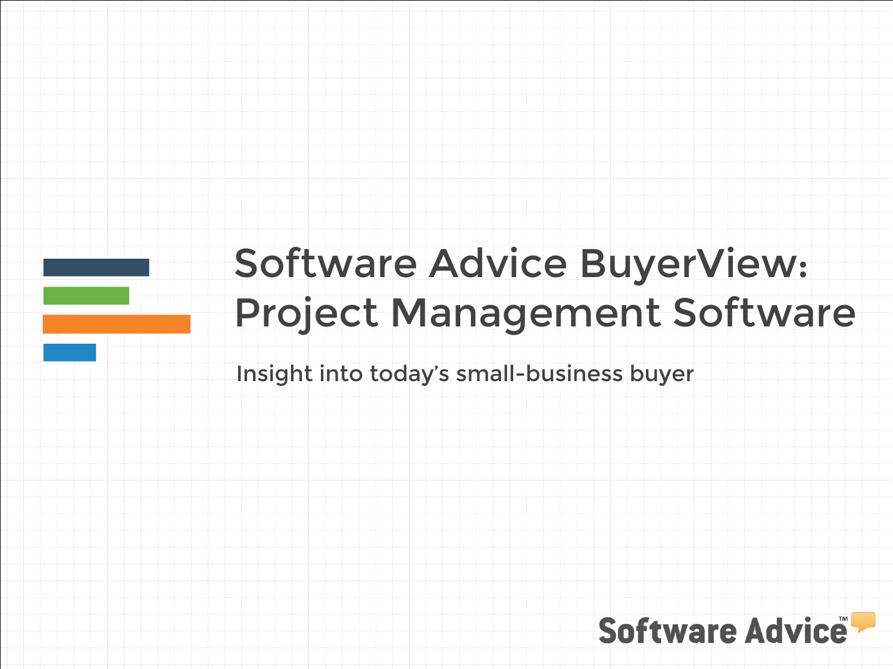# Software Advice BuyerView: Project Management Software

Insight into today's small-business buyer

Software Advice™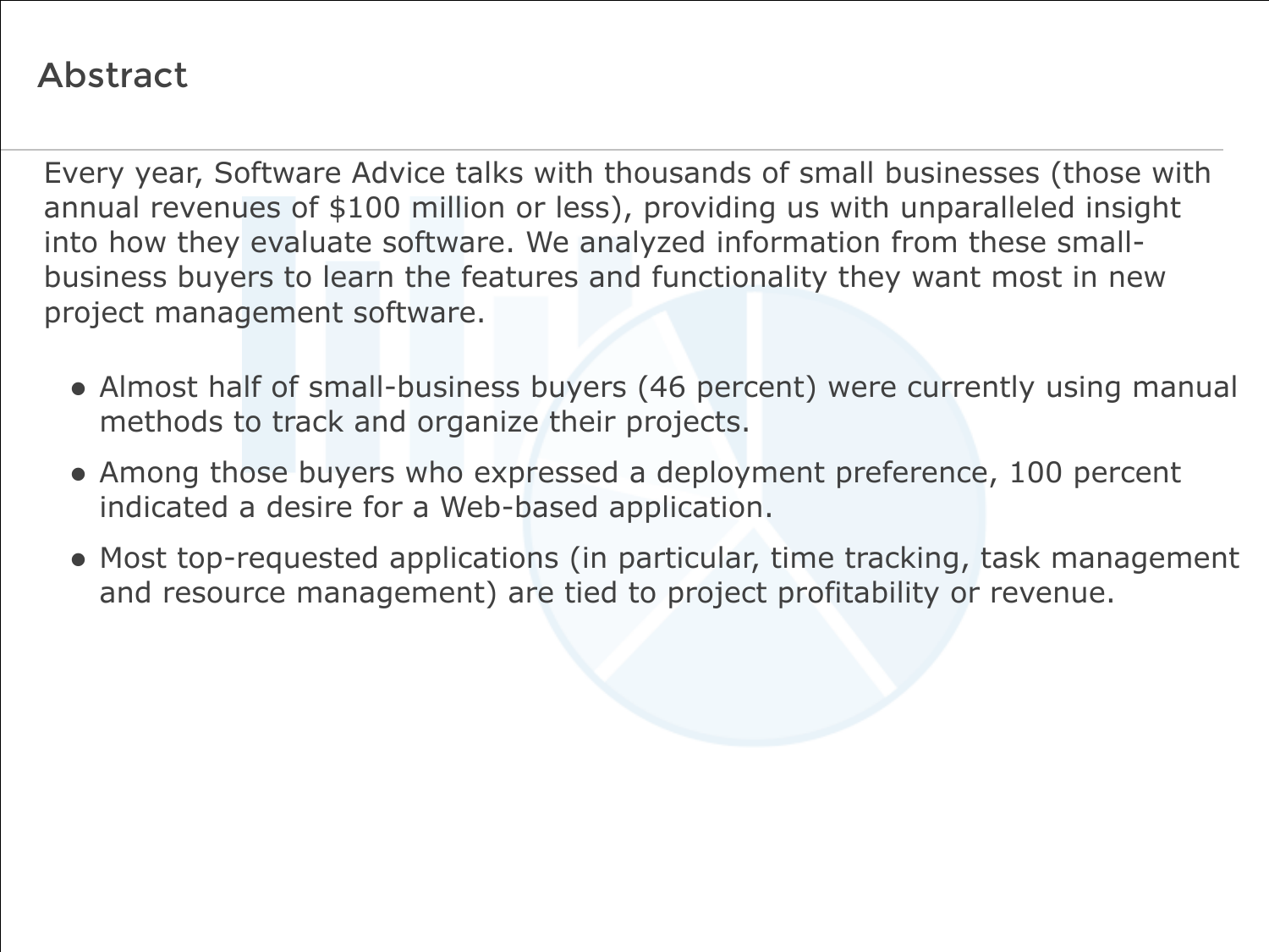# Abstract

Every year, Software Advice talks with thousands of small businesses (those with annual revenues of $100 million or less), providing us with unparalleled insight into how they evaluate software. We analyzed information from these small-business buyers to learn the features and functionality they want most in new project management software.

- Almost half of small-business buyers (46 percent) were currently using manual methods to track and organize their projects.
- Among those buyers who expressed a deployment preference, 100 percent indicated a desire for a Web-based application.
- Most top-requested applications (in particular, time tracking, task management and resource management) are tied to project profitability or revenue.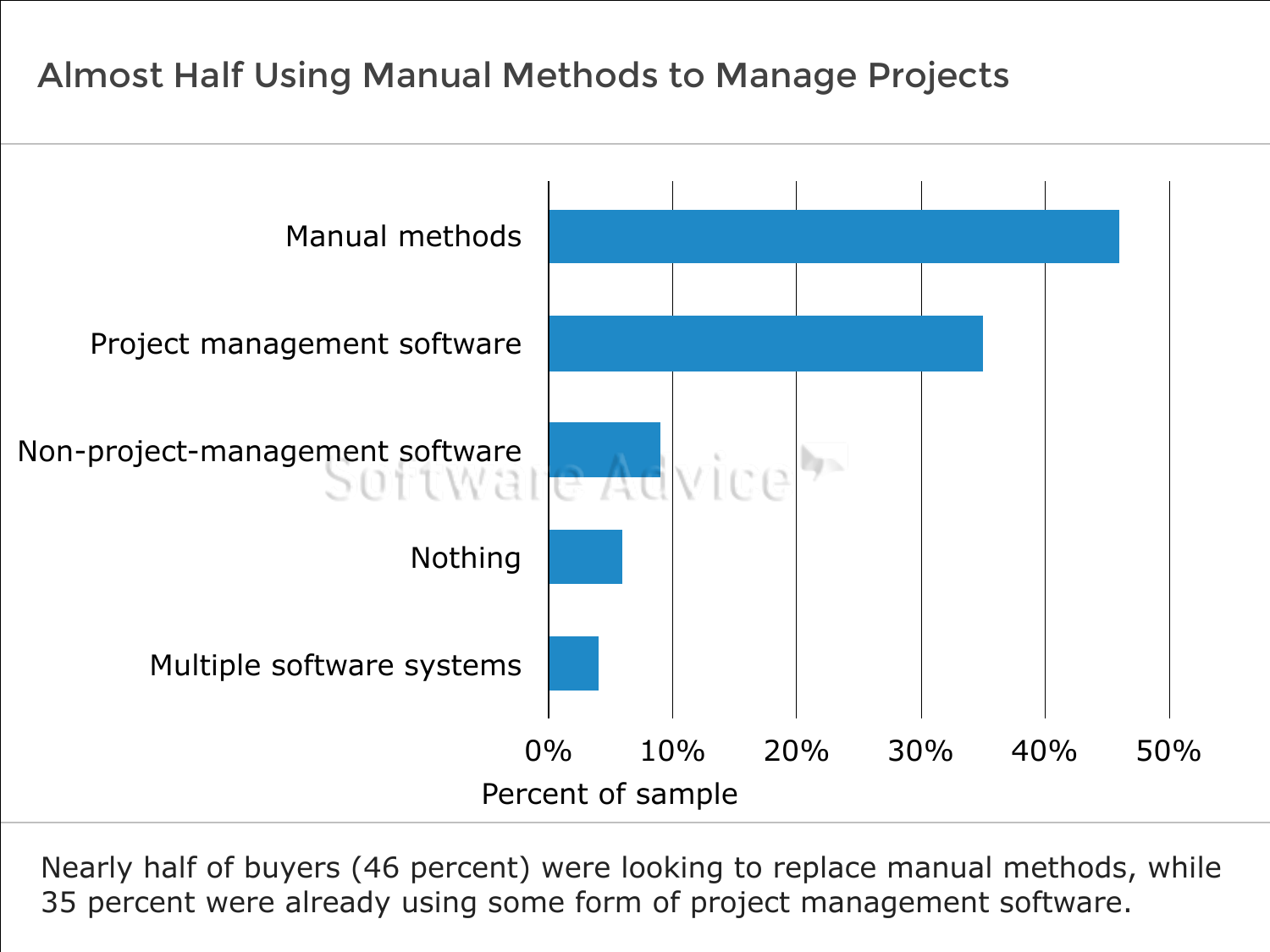## Almost Half Using Manual Methods to Manage Projects

| Category | Percent of sample |
|---|---|
| Manual methods | 46% |
| Project management software | 35% |
| Non-project-management software | 9% |
| Nothing | 6% |
| Multiple software systems | 4% |

Nearly half of buyers (46 percent) were looking to replace manual methods, while 35 percent were already using some form of project management software.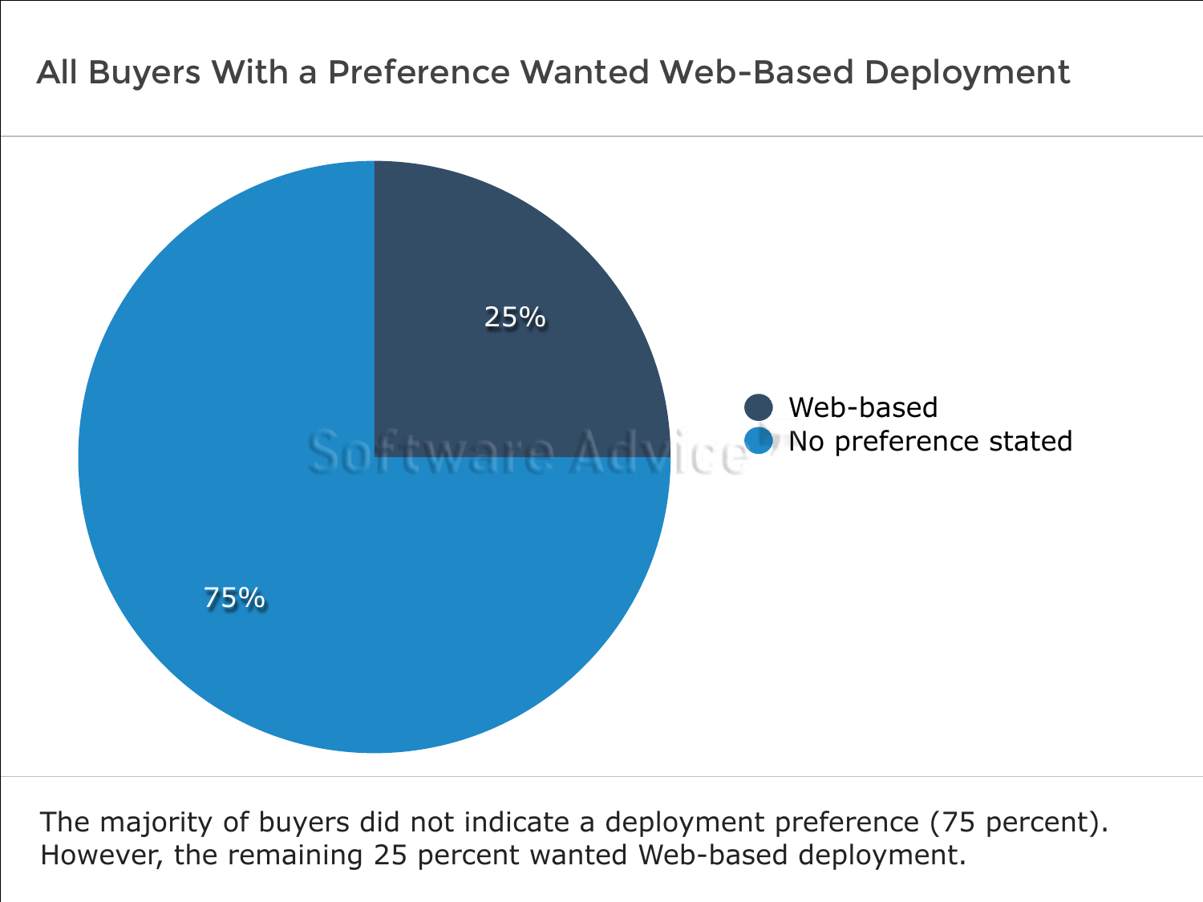## All Buyers With a Preference Wanted Web-Based Deployment

| Deployment preference | Percent |
|---|---|
| Web-based | 25% |
| No preference stated | 75% |

The majority of buyers did not indicate a deployment preference (75 percent). However, the remaining 25 percent wanted Web-based deployment.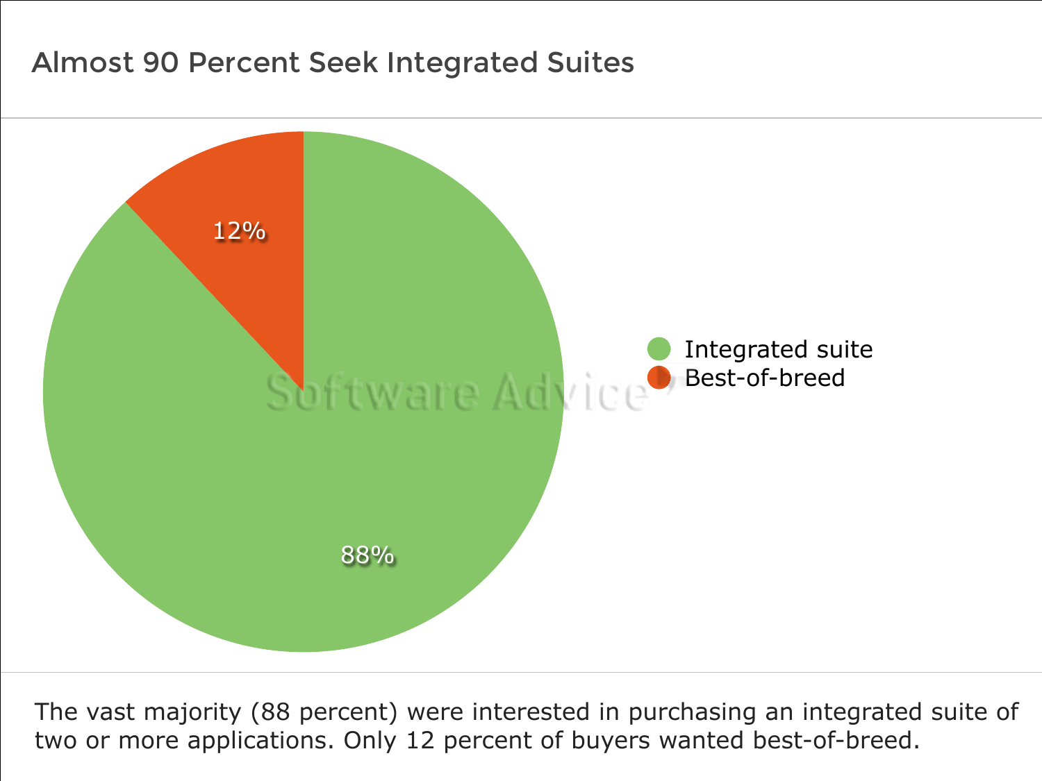## Almost 90 Percent Seek Integrated Suites

| Response | Percent |
|---|---|
| Integrated suite | 88% |
| Best-of-breed | 12% |

The vast majority (88 percent) were interested in purchasing an integrated suite of two or more applications. Only 12 percent of buyers wanted best-of-breed.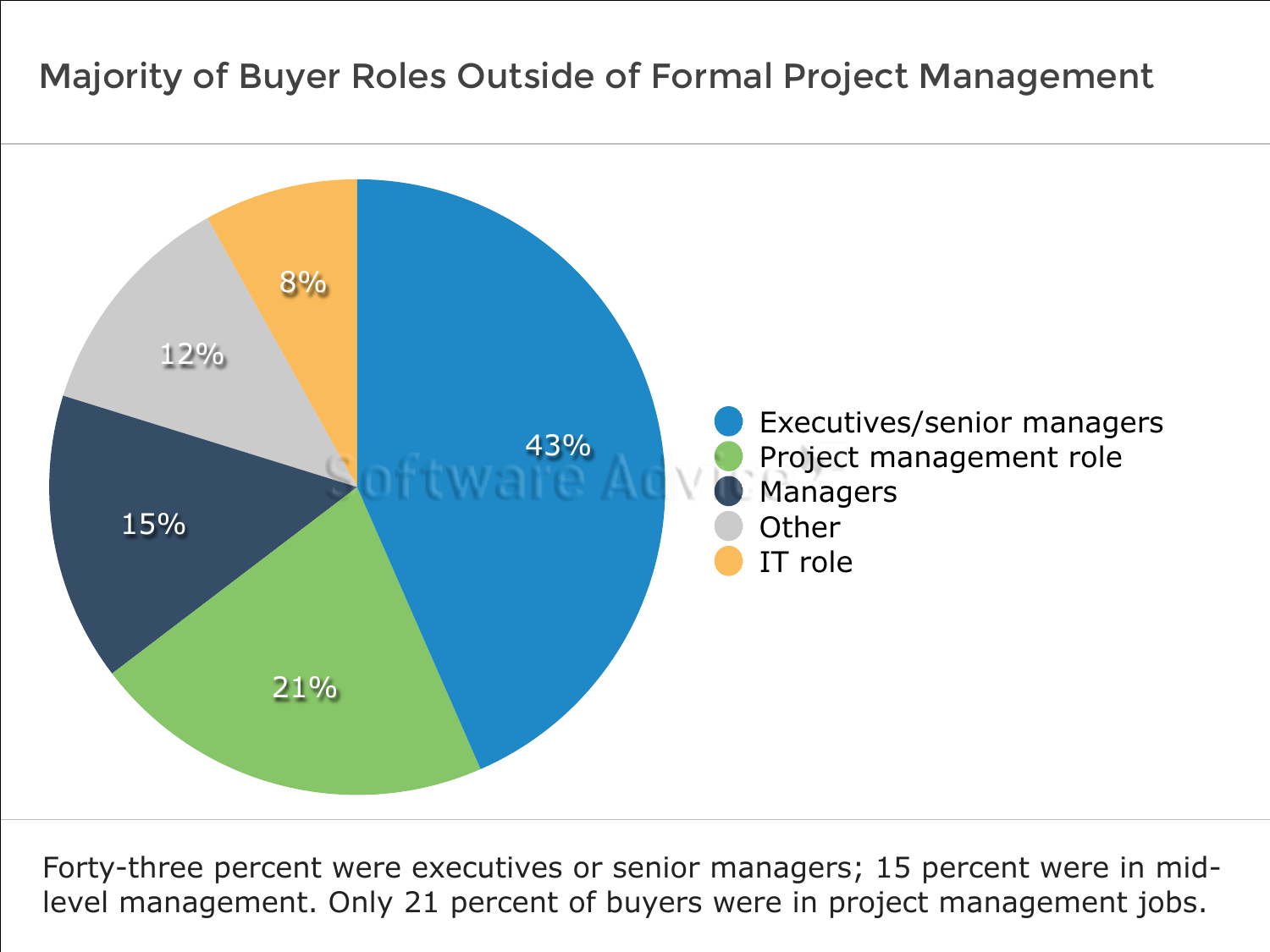## Majority of Buyer Roles Outside of Formal Project Management

| Role | Percentage |
| --- | --- |
| Executives/senior managers | 43% |
| Project management role | 21% |
| Managers | 15% |
| Other | 12% |
| IT role | 8% |

Forty-three percent were executives or senior managers; 15 percent were in mid-level management. Only 21 percent of buyers were in project management jobs.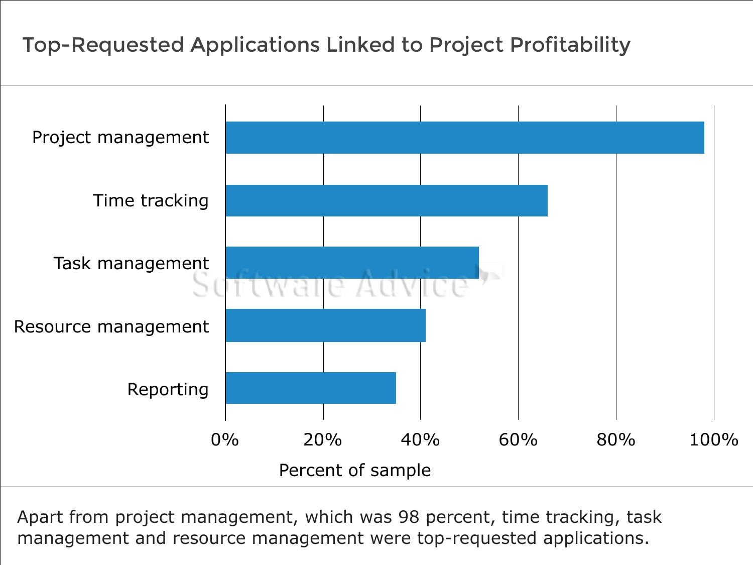## Top-Requested Applications Linked to Project Profitability

Project management
Time tracking
Task management
Resource management
Reporting

0% 20% 40% 60% 80% 100%

Percent of sample

Apart from project management, which was 98 percent, time tracking, task management and resource management were top-requested applications.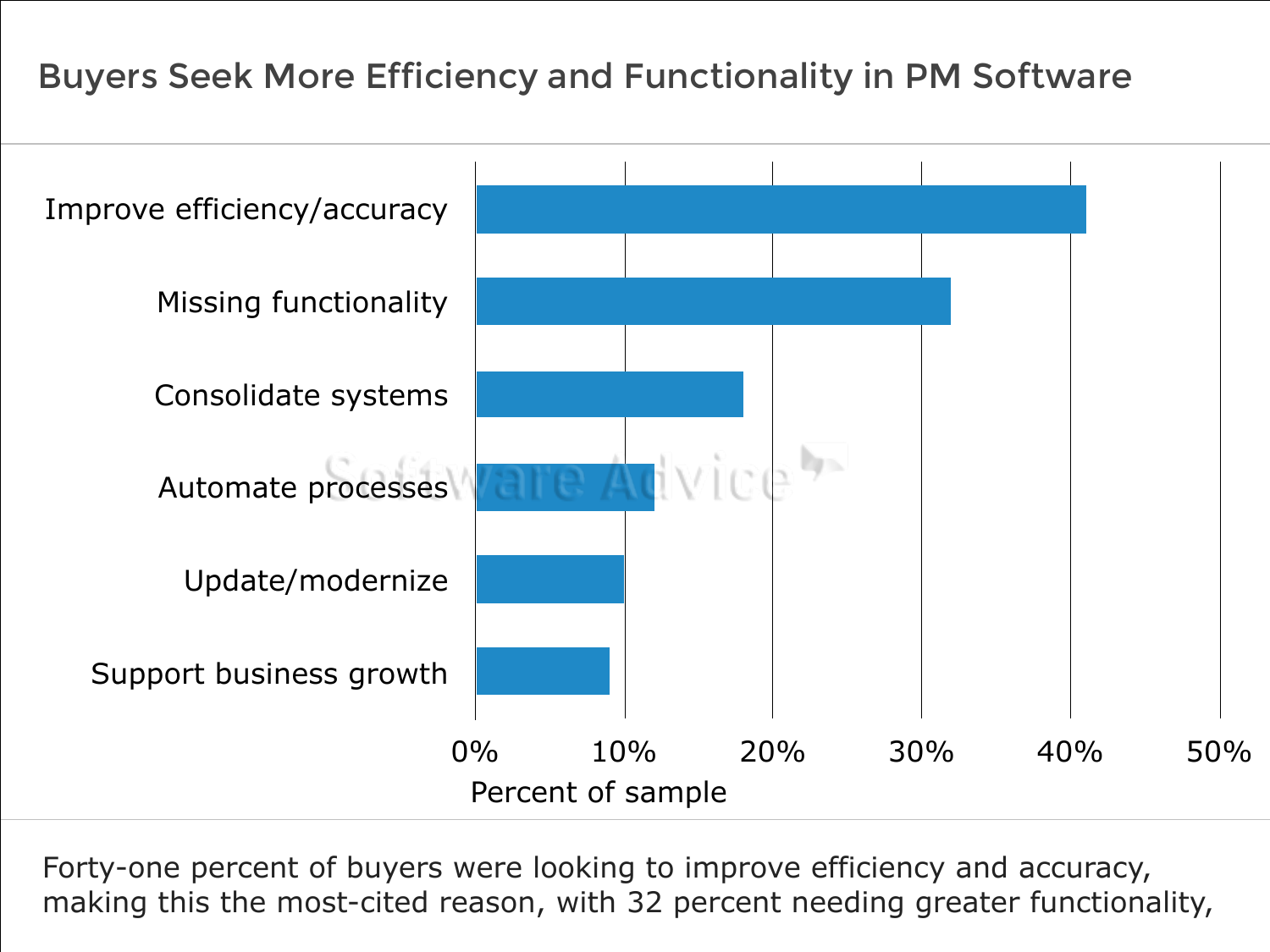## Buyers Seek More Efficiency and Functionality in PM Software

| Reason | Percent of sample |
| --- | --- |
| Improve efficiency/accuracy | 41% |
| Missing functionality | 32% |
| Consolidate systems | 18% |
| Automate processes | 12% |
| Update/modernize | 10% |
| Support business growth | 9% |

Forty-one percent of buyers were looking to improve efficiency and accuracy, making this the most-cited reason, with 32 percent needing greater functionality,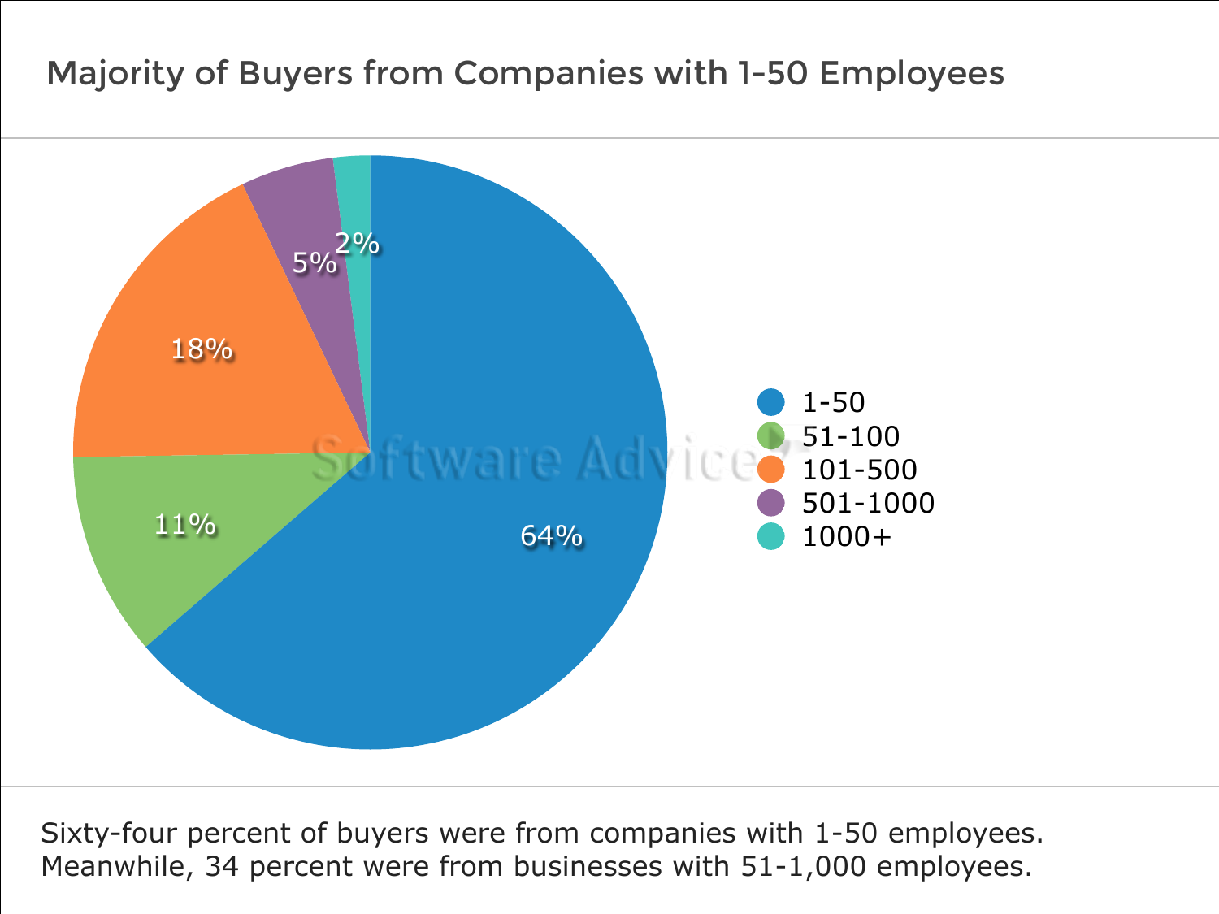## Majority of Buyers from Companies with 1-50 Employees

| Company Size | Percentage |
|---|---|
| 1-50 | 64% |
| 51-100 | 11% |
| 101-500 | 18% |
| 501-1000 | 5% |
| 1000+ | 2% |

Sixty-four percent of buyers were from companies with 1-50 employees. Meanwhile, 34 percent were from businesses with 51-1,000 employees.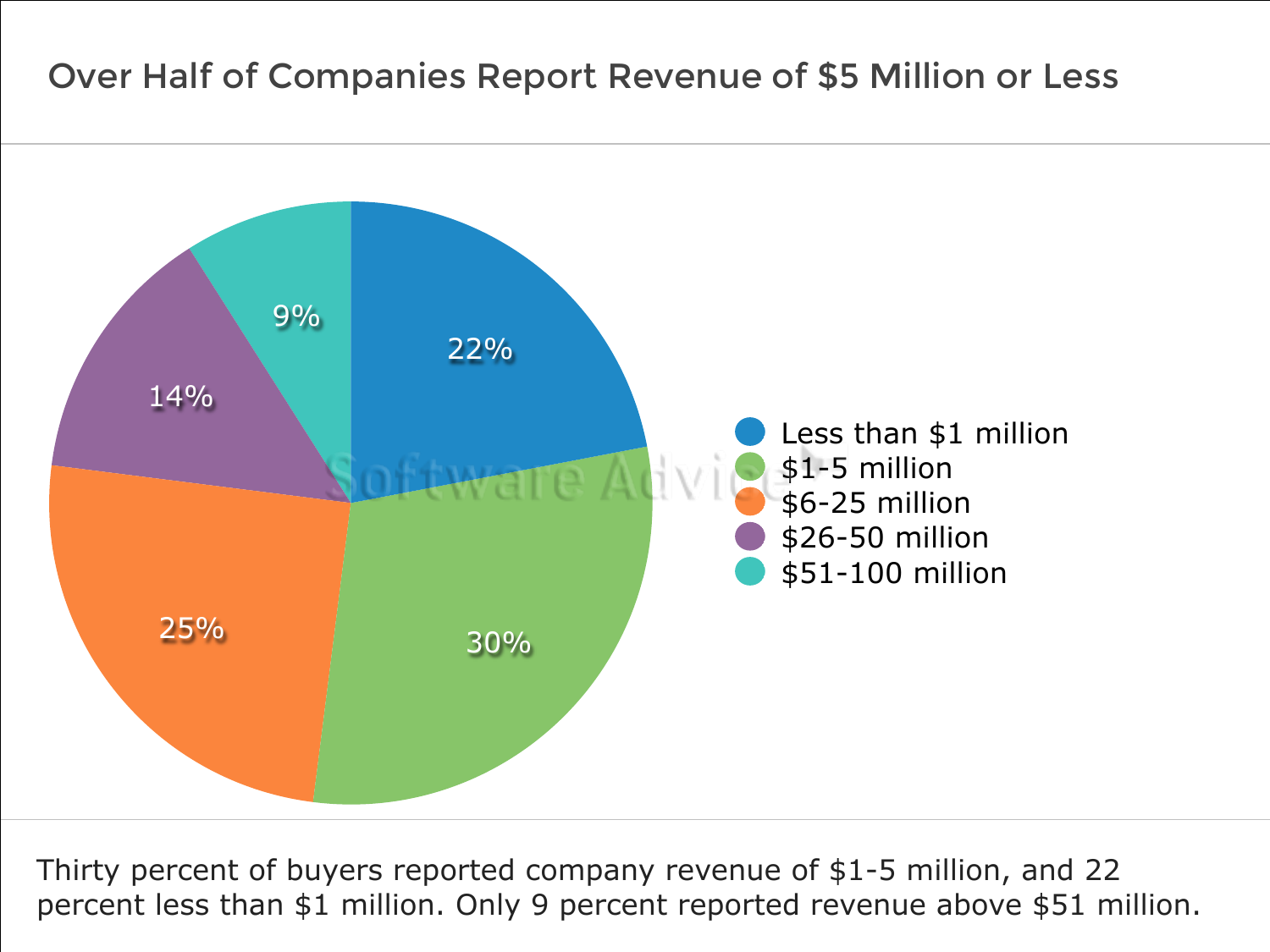## Over Half of Companies Report Revenue of $5 Million or Less

| Revenue | Percent |
| --- | --- |
| Less than $1 million | 22% |
| $1-5 million | 30% |
| $6-25 million | 25% |
| $26-50 million | 14% |
| $51-100 million | 9% |

Thirty percent of buyers reported company revenue of $1-5 million, and 22 percent less than $1 million. Only 9 percent reported revenue above $51 million.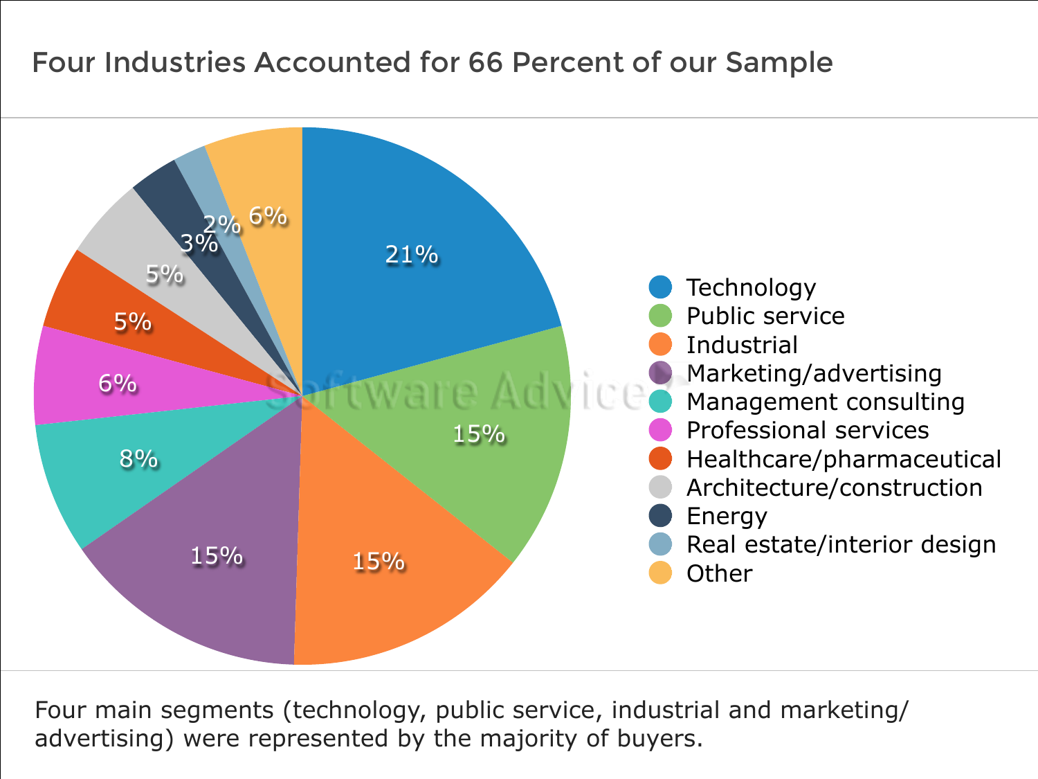# Four Industries Accounted for 66 Percent of our Sample

| Industry | Percent |
| --- | --- |
| Technology | 21% |
| Public service | 15% |
| Industrial | 15% |
| Marketing/advertising | 15% |
| Management consulting | 8% |
| Professional services | 6% |
| Healthcare/pharmaceutical | 5% |
| Architecture/construction | 5% |
| Energy | 3% |
| Real estate/interior design | 2% |
| Other | 6% |

Four main segments (technology, public service, industrial and marketing/advertising) were represented by the majority of buyers.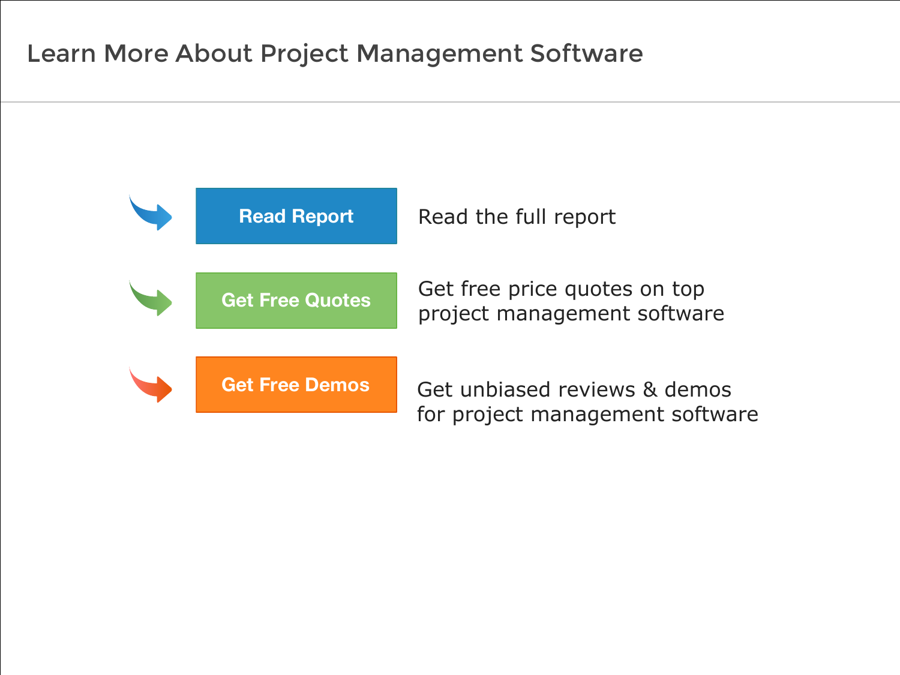# Learn More About Project Management Software

**Read Report** — Read the full report

**Get Free Quotes** — Get free price quotes on top project management software

**Get Free Demos** — Get unbiased reviews & demos for project management software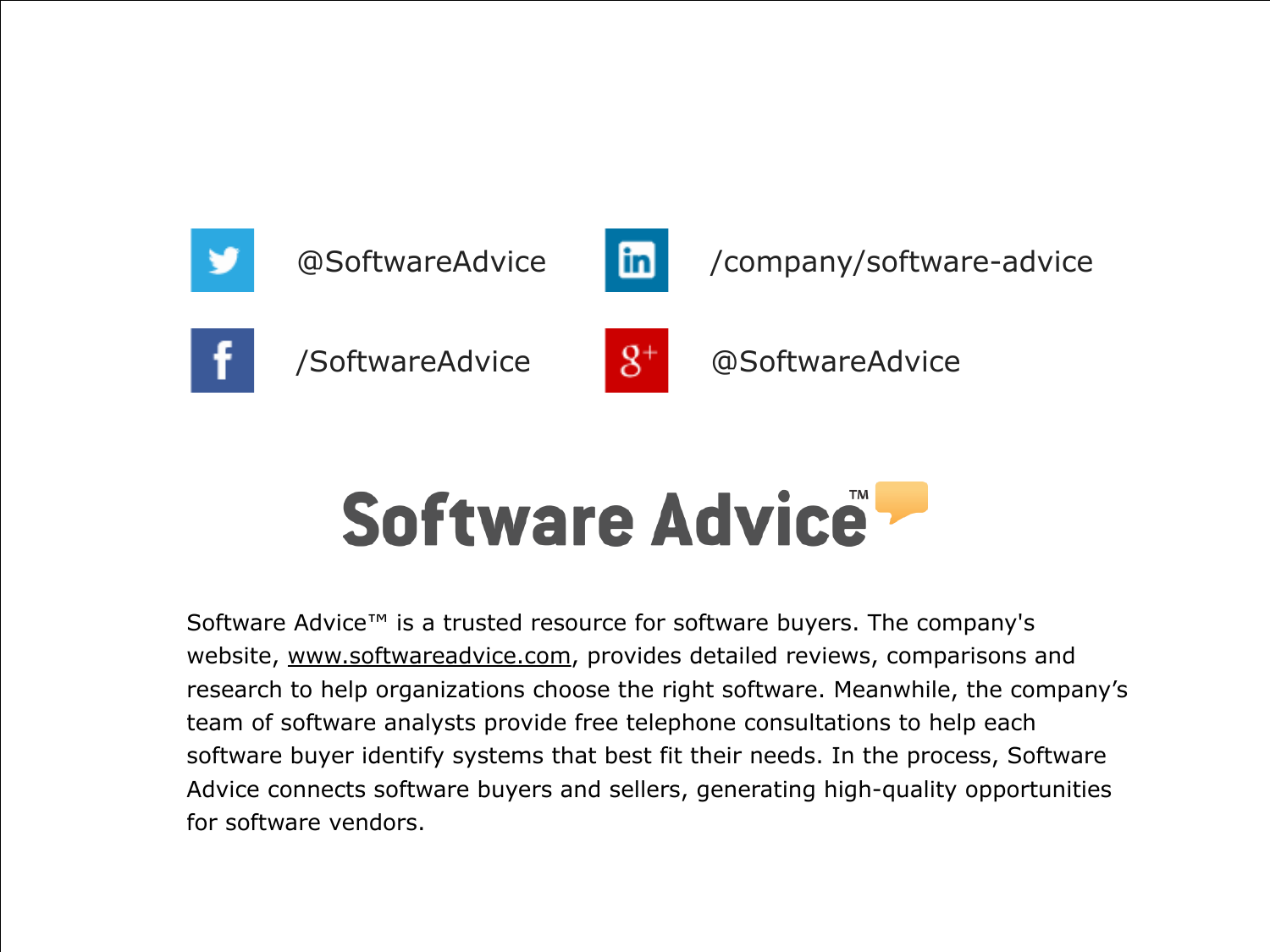@SoftwareAdvice

/company/software-advice

/SoftwareAdvice

@SoftwareAdvice

# Software Advice™

Software Advice™ is a trusted resource for software buyers. The company's website, www.softwareadvice.com, provides detailed reviews, comparisons and research to help organizations choose the right software. Meanwhile, the company's team of software analysts provide free telephone consultations to help each software buyer identify systems that best fit their needs. In the process, Software Advice connects software buyers and sellers, generating high-quality opportunities for software vendors.